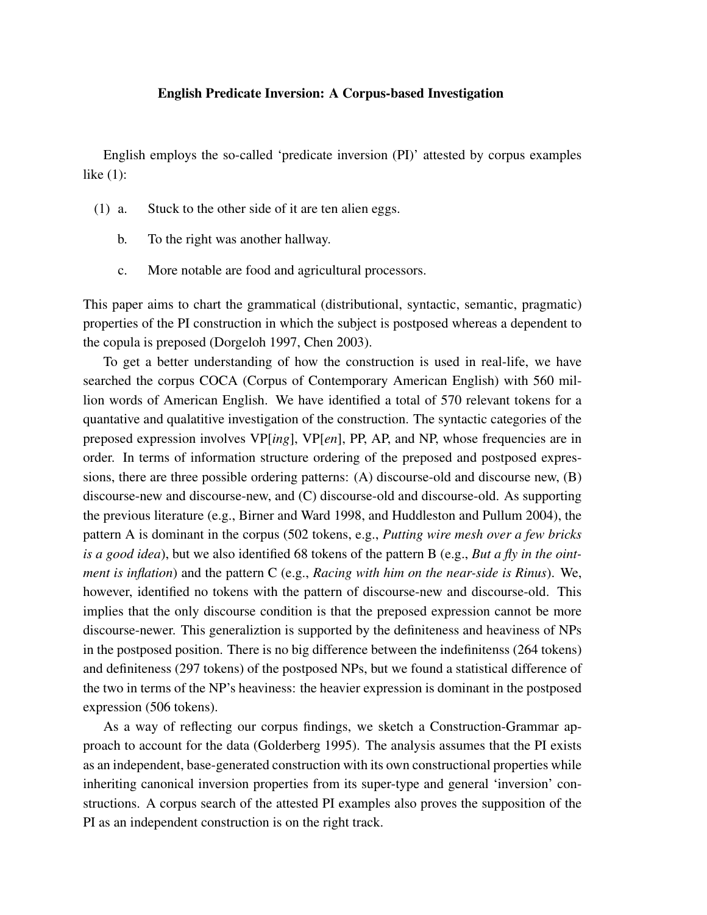# English Predicate Inversion: A Corpus-based Investigation

English employs the so-called 'predicate inversion (PI)' attested by corpus examples like (1):

(1) a. Stuck to the other side of it are ten alien eggs.

b. To the right was another hallway.

c. More notable are food and agricultural processors.

This paper aims to chart the grammatical (distributional, syntactic, semantic, pragmatic) properties of the PI construction in which the subject is postposed whereas a dependent to the copula is preposed (Dorgeloh 1997, Chen 2003).

To get a better understanding of how the construction is used in real-life, we have searched the corpus COCA (Corpus of Contemporary American English) with 560 million words of American English. We have identified a total of 570 relevant tokens for a quantative and qualatitive investigation of the construction. The syntactic categories of the preposed expression involves VP[*ing*], VP[*en*], PP, AP, and NP, whose frequencies are in order. In terms of information structure ordering of the preposed and postposed expressions, there are three possible ordering patterns: (A) discourse-old and discourse new, (B) discourse-new and discourse-new, and (C) discourse-old and discourse-old. As supporting the previous literature (e.g., Birner and Ward 1998, and Huddleston and Pullum 2004), the pattern A is dominant in the corpus (502 tokens, e.g., *Putting wire mesh over a few bricks is a good idea*), but we also identified 68 tokens of the pattern B (e.g., *But a fly in the ointment is inflation*) and the pattern C (e.g., *Racing with him on the near-side is Rinus*). We, however, identified no tokens with the pattern of discourse-new and discourse-old. This implies that the only discourse condition is that the preposed expression cannot be more discourse-newer. This generaliztion is supported by the definiteness and heaviness of NPs in the postposed position. There is no big difference between the indefinitenss (264 tokens) and definiteness (297 tokens) of the postposed NPs, but we found a statistical difference of the two in terms of the NP's heaviness: the heavier expression is dominant in the postposed expression (506 tokens).

As a way of reflecting our corpus findings, we sketch a Construction-Grammar approach to account for the data (Golderberg 1995). The analysis assumes that the PI exists as an independent, base-generated construction with its own constructional properties while inheriting canonical inversion properties from its super-type and general 'inversion' constructions. A corpus search of the attested PI examples also proves the supposition of the PI as an independent construction is on the right track.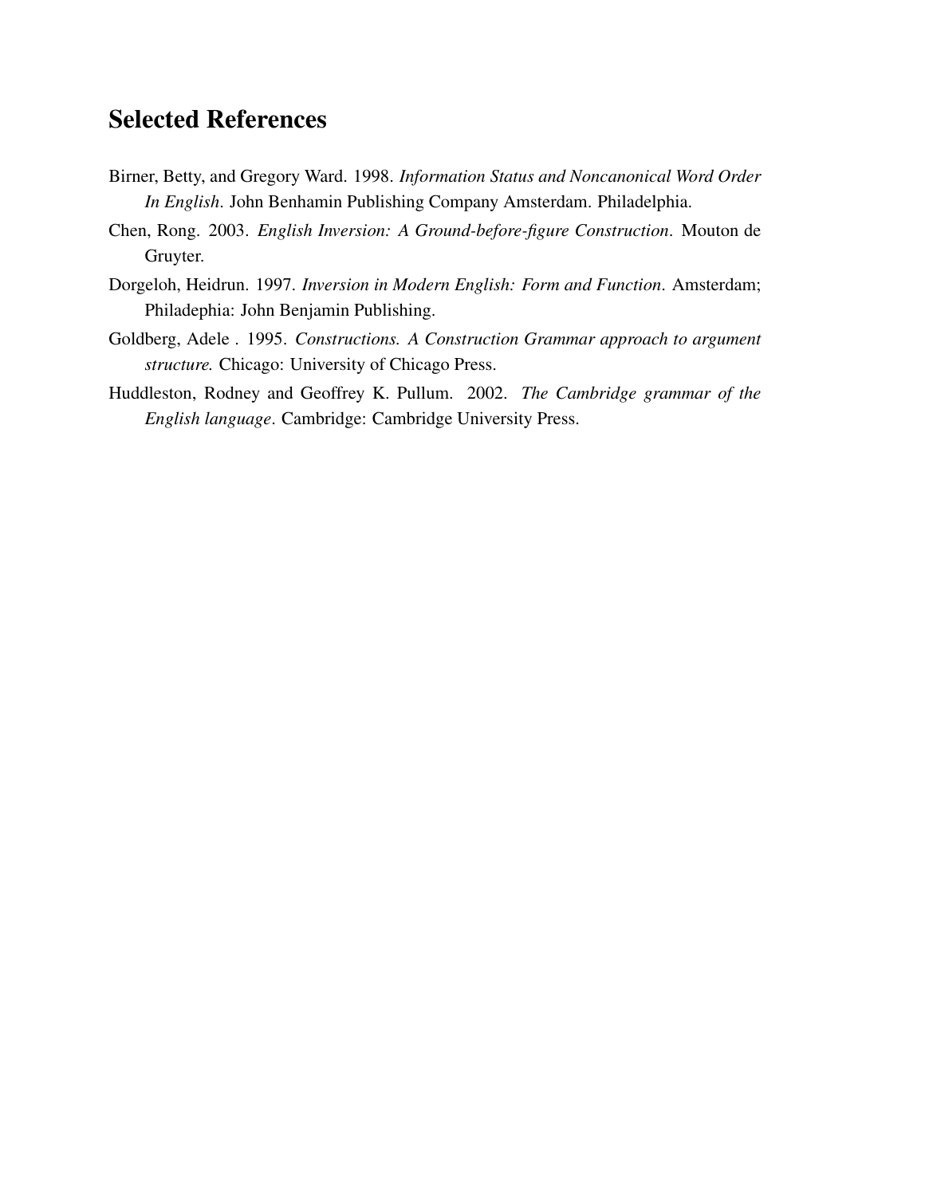## Selected References

Birner, Betty, and Gregory Ward. 1998. *Information Status and Noncanonical Word Order In English*. John Benhamin Publishing Company Amsterdam. Philadelphia.

Chen, Rong. 2003. *English Inversion: A Ground-before-figure Construction*. Mouton de Gruyter.

Dorgeloh, Heidrun. 1997. *Inversion in Modern English: Form and Function*. Amsterdam; Philadephia: John Benjamin Publishing.

Goldberg, Adele . 1995. *Constructions. A Construction Grammar approach to argument structure.* Chicago: University of Chicago Press.

Huddleston, Rodney and Geoffrey K. Pullum. 2002. *The Cambridge grammar of the English language*. Cambridge: Cambridge University Press.